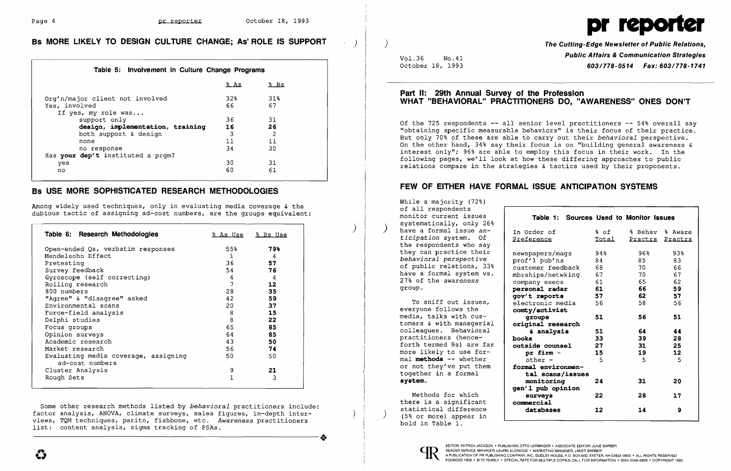## Bs MORE LIKELY TO DESIGN CULTURE CHANGE; As' ROLE IS SUPPORT

**Table 5: Involvement In Culture Change Programs**

| | % As | % Bs |
|---|---|---|
| Org'n/major client not involved | 32% | 31% |
| Yes, involved | 66 | 67 |
| If yes, my role was... | | |
| support only | 36 | 31 |
| **design, implementation, training** | **16** | **26** |
| both support & design | 3 | 2 |
| none | 11 | 11 |
| no response | 34 | 30 |
| Has **your dep't** instituted a prgm? | | |
| yes | 30 | 31 |
| no | 60 | 61 |

## Bs USE MORE SOPHISTICATED RESEARCH METHODOLOGIES

Among widely used techniques, only in evaluating media coverage & the dubious tactic of assigning ad-cost numbers, are the groups equivalent:

| Table 6: Research Methodologies | % As Use | % Bs Use |
|---|---|---|
| Open-ended Qs, verbatim responses | 55% | **79%** |
| Mendelsohn Effect | 1 | 4 |
| Pretesting | 36 | **57** |
| Survey feedback | 54 | **76** |
| Gyroscope (self correcting) | 4 | 4 |
| Rolling research | 7 | **12** |
| 800 numbers | 28 | **35** |
| "Agree" & "disagree" asked | 42 | **59** |
| Environmental scans | 20 | **37** |
| Force-field analysis | 8 | **15** |
| Delphi studies | 8 | **22** |
| Focus groups | 65 | **85** |
| Opinion surveys | 64 | **85** |
| Academic research | 43 | **50** |
| Market research | 56 | **74** |
| Evaluating media coverage, assigning ad-cost numbers | 50 | 50 |
| Cluster Analysis | 9 | **21** |
| Rough Sets | 1 | 3 |

Some other research methods listed by *behavioral* practitioners include: factor analysis, ANOVA, climate surveys, sales figures, in-depth interviews, TQM techniques, parito, fishbone, etc. *Awareness* practitioners list: content analysis, sigma tracking of PSAs.

# pr reporter

**The Cutting-Edge Newsletter of Public Relations, Public Affairs & Communication Strategies**

**603/778-0514 Fax: 603/778-1741**

Vol.36 No.41
October 18, 1993

## Part II: 29th Annual Survey of the Profession
## WHAT "BEHAVIORAL" PRACTITIONERS DO, "AWARENESS" ONES DON'T

Of the 725 respondents -- all senior level practitioners -- 54% overall say "obtaining specific measurable behaviors" is their focus of their practice. But only 70% of these are able to carry out their *behavioral* perspective. On the other hand, 34% say their focus is on "building general awareness & interest only"; 96% are able to employ this focus in their work. In the following pages, we'll look at how these differing approaches to public relations compare in the strategies & tactics used by their proponents.

## FEW OF EITHER HAVE FORMAL ISSUE ANTICIPATION SYSTEMS

While a majority (72%) of all respondents monitor current issues systematically, only 26% have a formal issue *anticipation* system. Of the respondents who say they can practice their *behavioral perspective* of public relations, 33% have a formal system vs. 27% of the *awareness* group.

To sniff out issues, everyone follows the media, talks with customers & with managerial colleagues. Behavioral practitioners (henceforth termed Bs) are far more likely to use formal **methods** -- whether or not they've put them together in a formal **system.**

Methods for which there is a significant statistical difference (5% or more) appear in bold in Table 1.

**Table 1: Sources Used to Monitor Issues**

| In Order of Preference | % of Total | % Behav Practrs | % Aware Practrs |
|---|---|---|---|
| newspapers/mags | 94% | 96% | 93% |
| prof'l pub'ns | 84 | 85 | 83 |
| customer feedback | 68 | 70 | 66 |
| mbrships/netwking | 67 | 70 | 67 |
| company execs | 61 | 65 | 62 |
| **personal radar** | **61** | **66** | **59** |
| **gov't reports** | **57** | **62** | **57** |
| electronic media | 56 | 58 | 56 |
| **comty/activist groups** | **51** | **56** | **51** |
| **original research & analysis** | **51** | **64** | **44** |
| **books** | **33** | **39** | **28** |
| **outside counsel** | **27** | **31** | **25** |
| **pr firm -** | **15** | **19** | **12** |
| other - | 5 | 5 | 5 |
| **formal environmental scans/issues monitoring** | **24** | **31** | **20** |
| **gen'l pub opinion surveys** | **22** | **28** | **17** |
| **commercial databases** | **12** | **14** | **9** |

EDITOR, PATRICK JACKSON • PUBLISHER, OTTO LERBINGER • ASSOCIATE EDITOR, JUNE BARBER
READER SERVICE MANAGER, LAURIE ELDRIDGE • MARKETING MANAGER, JANET BARBER
A PUBLICATION OF PR PUBLISHING COMPANY, INC., DUDLEY HOUSE, P.O. BOX 600, EXETER, NH 03833-0600 • ALL RIGHTS RESERVED
FOUNDED 1958 • $175 YEARLY • SPECIAL RATE FOR MULTIPLE COPIES: CALL FOR INFORMATION • ISSN 0048-2609 • COPYRIGHT 1993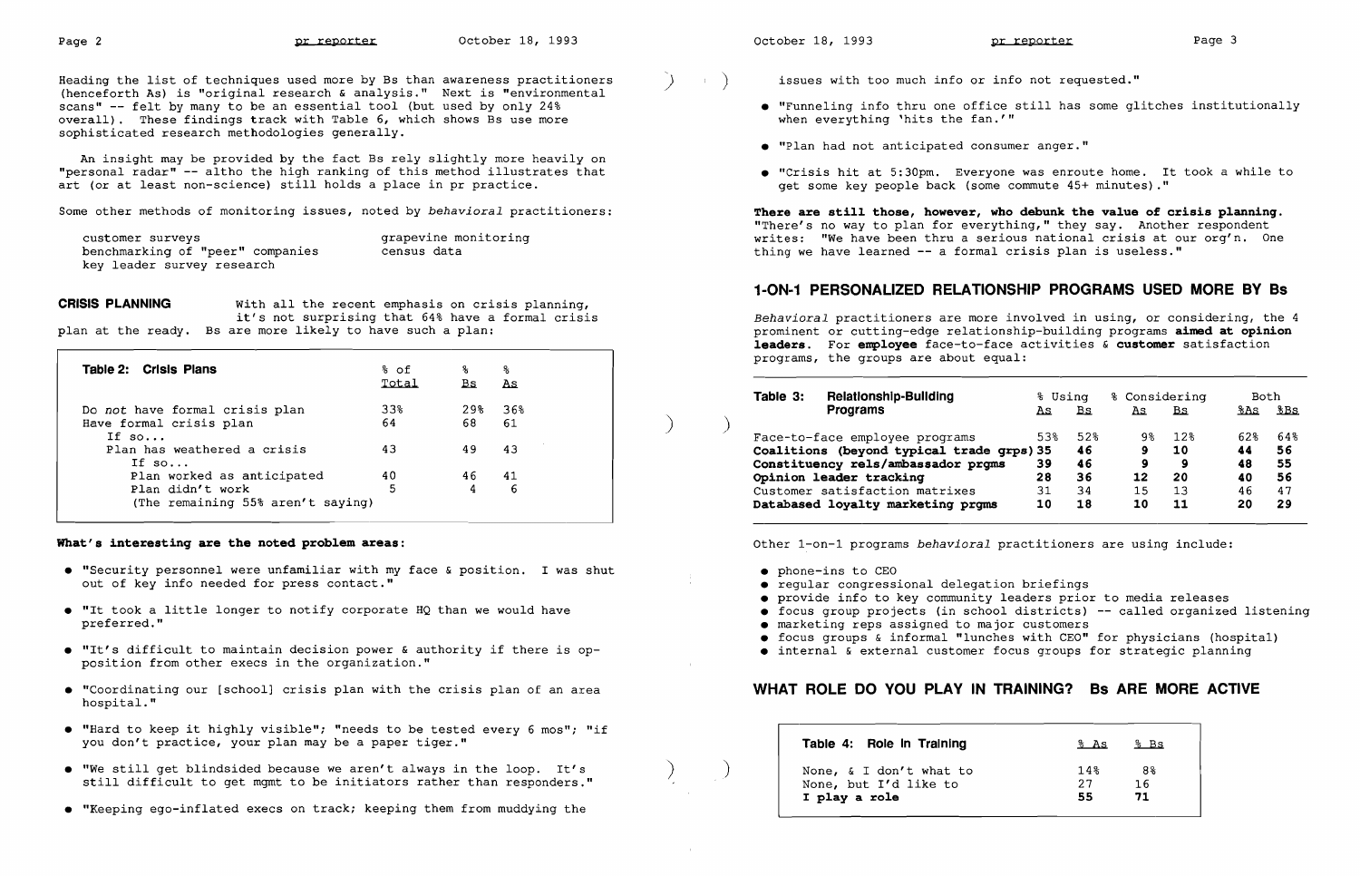Heading the list of techniques used more by Bs than awareness practitioners (henceforth As) is "original research & analysis." Next is "environmental scans" -- felt by many to be an essential tool (but used by only 24% overall). These findings track with Table 6, which shows Bs use more sophisticated research methodologies generally.

An insight may be provided by the fact Bs rely slightly more heavily on "personal radar" -- altho the high ranking of this method illustrates that art (or at least non-science) still holds a place in pr practice.

Some other methods of monitoring issues, noted by *behavioral* practitioners:

- customer surveys
- benchmarking of "peer" companies
- key leader survey research
- grapevine monitoring
- census data

**CRISIS PLANNING** With all the recent emphasis on crisis planning, it's not surprising that 64% have a formal crisis plan at the ready. Bs are more likely to have such a plan:

| Table 2: Crisis Plans | % of Total | % Bs | % As |
|---|---|---|---|
| Do *not* have formal crisis plan | 33% | 29% | 36% |
| Have formal crisis plan | 64 | 68 | 61 |
| If so... | | | |
| Plan has weathered a crisis | 43 | 49 | 43 |
| If so... | | | |
| Plan worked as anticipated | 40 | 46 | 41 |
| Plan didn't work | 5 | 4 | 6 |
| (The remaining 55% aren't saying) | | | |

**What's interesting are the noted problem areas:**

- "Security personnel were unfamiliar with my face & position. I was shut out of key info needed for press contact."
- "It took a little longer to notify corporate HQ than we would have preferred."
- "It's difficult to maintain decision power & authority if there is opposition from other execs in the organization."
- "Coordinating our [school] crisis plan with the crisis plan of an area hospital."
- "Hard to keep it highly visible"; "needs to be tested every 6 mos"; "if you don't practice, your plan may be a paper tiger."
- "We still get blindsided because we aren't always in the loop. It's still difficult to get mgmt to be initiators rather than responders."
- "Keeping ego-inflated execs on track; keeping them from muddying the issues with too much info or info not requested."
- "Funneling info thru one office still has some glitches institutionally when everything 'hits the fan.'"
- "Plan had not anticipated consumer anger."
- "Crisis hit at 5:30pm. Everyone was enroute home. It took a while to get some key people back (some commute 45+ minutes)."

**There are still those, however, who debunk the value of crisis planning.** "There's no way to plan for everything," they say. Another respondent writes: "We have been thru a serious national crisis at our org'n. One thing we have learned -- a formal crisis plan is useless."

## 1-ON-1 PERSONALIZED RELATIONSHIP PROGRAMS USED MORE BY Bs

*Behavioral* practitioners are more involved in using, or considering, the 4 prominent or cutting-edge relationship-building programs **aimed at opinion leaders**. For **employee** face-to-face activities & **customer** satisfaction programs, the groups are about equal:

| Table 3: Relationship-Building Programs | % Using | | % Considering | | Both | |
|---|---|---|---|---|---|---|
| | As | Bs | As | Bs | %As | %Bs |
| Face-to-face employee programs | 53% | 52% | 9% | 12% | 62% | 64% |
| **Coalitions (beyond typical trade grps)** | **35** | **46** | **9** | **10** | **44** | **56** |
| **Constituency rels/ambassador prgms** | **39** | **46** | **9** | **9** | **48** | **55** |
| **Opinion leader tracking** | **28** | **36** | **12** | **20** | **40** | **56** |
| Customer satisfaction matrixes | 31 | 34 | 15 | 13 | 46 | 47 |
| **Databased loyalty marketing prgms** | **10** | **18** | **10** | **11** | **20** | **29** |

Other 1-on-1 programs *behavioral* practitioners are using include:

- phone-ins to CEO
- regular congressional delegation briefings
- provide info to key community leaders prior to media releases
- focus group projects (in school districts) -- called organized listening
- marketing reps assigned to major customers
- focus groups & informal "lunches with CEO" for physicians (hospital)
- internal & external customer focus groups for strategic planning

## WHAT ROLE DO YOU PLAY IN TRAINING? Bs ARE MORE ACTIVE

| Table 4: Role In Training | % As | % Bs |
|---|---|---|
| None, & I don't what to | 14% | 8% |
| None, but I'd like to | 27 | 16 |
| **I play a role** | **55** | **71** |